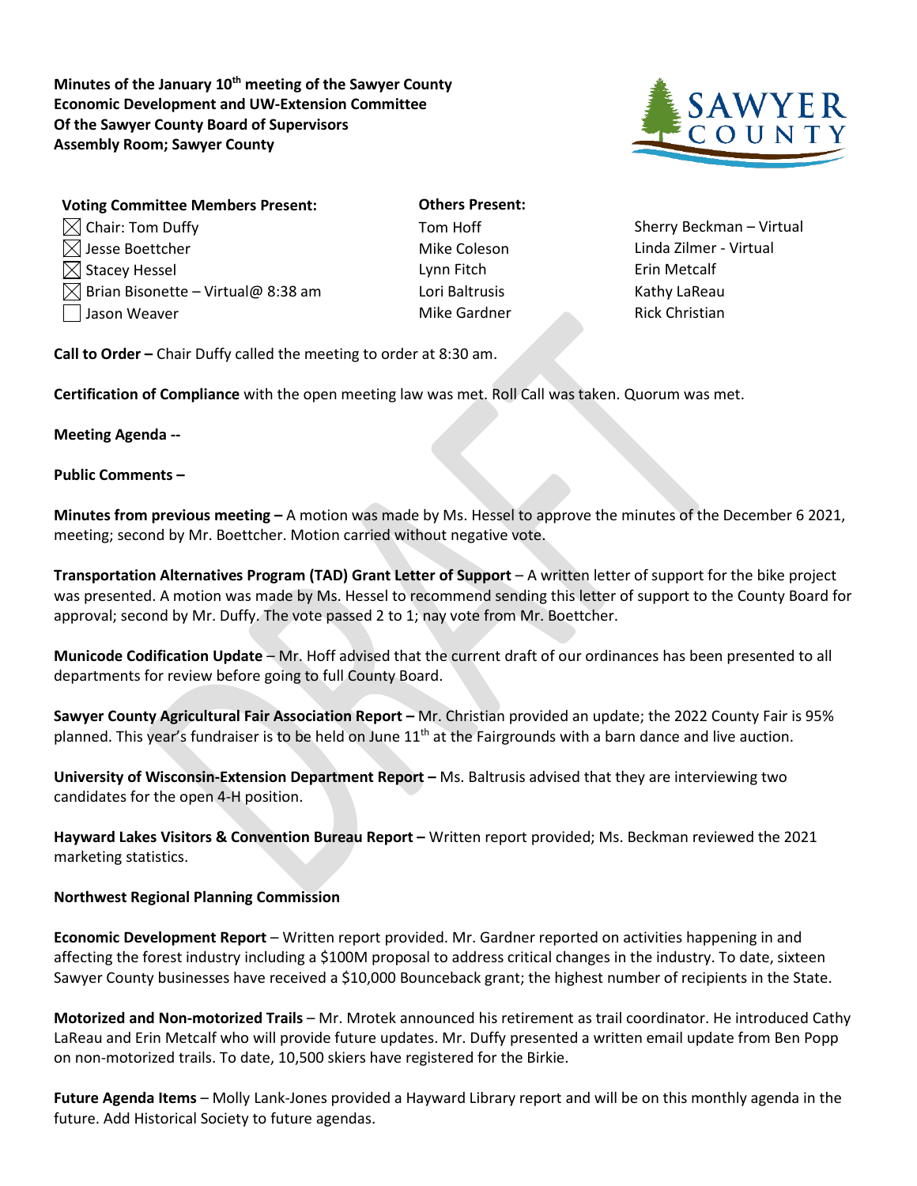**Minutes of the January 10th meeting of the Sawyer County Economic Development and UW-Extension Committee Of the Sawyer County Board of Supervisors Assembly Room; Sawyer County**

| Voting Committee Members Present: | Others Present: | |
|---|---|---|
| ☒ Chair: Tom Duffy | Tom Hoff | Sherry Beckman – Virtual |
| ☒ Jesse Boettcher | Mike Coleson | Linda Zilmer - Virtual |
| ☒ Stacey Hessel | Lynn Fitch | Erin Metcalf |
| ☒ Brian Bisonette – Virtual@ 8:38 am | Lori Baltrusis | Kathy LaReau |
| ☐ Jason Weaver | Mike Gardner | Rick Christian |

**Call to Order –** Chair Duffy called the meeting to order at 8:30 am.

**Certification of Compliance** with the open meeting law was met. Roll Call was taken. Quorum was met.

**Meeting Agenda --**

**Public Comments –**

**Minutes from previous meeting –** A motion was made by Ms. Hessel to approve the minutes of the December 6 2021, meeting; second by Mr. Boettcher. Motion carried without negative vote.

**Transportation Alternatives Program (TAD) Grant Letter of Support** – A written letter of support for the bike project was presented. A motion was made by Ms. Hessel to recommend sending this letter of support to the County Board for approval; second by Mr. Duffy. The vote passed 2 to 1; nay vote from Mr. Boettcher.

**Municode Codification Update** – Mr. Hoff advised that the current draft of our ordinances has been presented to all departments for review before going to full County Board.

**Sawyer County Agricultural Fair Association Report –** Mr. Christian provided an update; the 2022 County Fair is 95% planned. This year's fundraiser is to be held on June 11th at the Fairgrounds with a barn dance and live auction.

**University of Wisconsin-Extension Department Report –** Ms. Baltrusis advised that they are interviewing two candidates for the open 4-H position.

**Hayward Lakes Visitors & Convention Bureau Report –** Written report provided; Ms. Beckman reviewed the 2021 marketing statistics.

**Northwest Regional Planning Commission**

**Economic Development Report** – Written report provided. Mr. Gardner reported on activities happening in and affecting the forest industry including a $100M proposal to address critical changes in the industry. To date, sixteen Sawyer County businesses have received a $10,000 Bounceback grant; the highest number of recipients in the State.

**Motorized and Non-motorized Trails** – Mr. Mrotek announced his retirement as trail coordinator. He introduced Cathy LaReau and Erin Metcalf who will provide future updates. Mr. Duffy presented a written email update from Ben Popp on non-motorized trails. To date, 10,500 skiers have registered for the Birkie.

**Future Agenda Items** – Molly Lank-Jones provided a Hayward Library report and will be on this monthly agenda in the future. Add Historical Society to future agendas.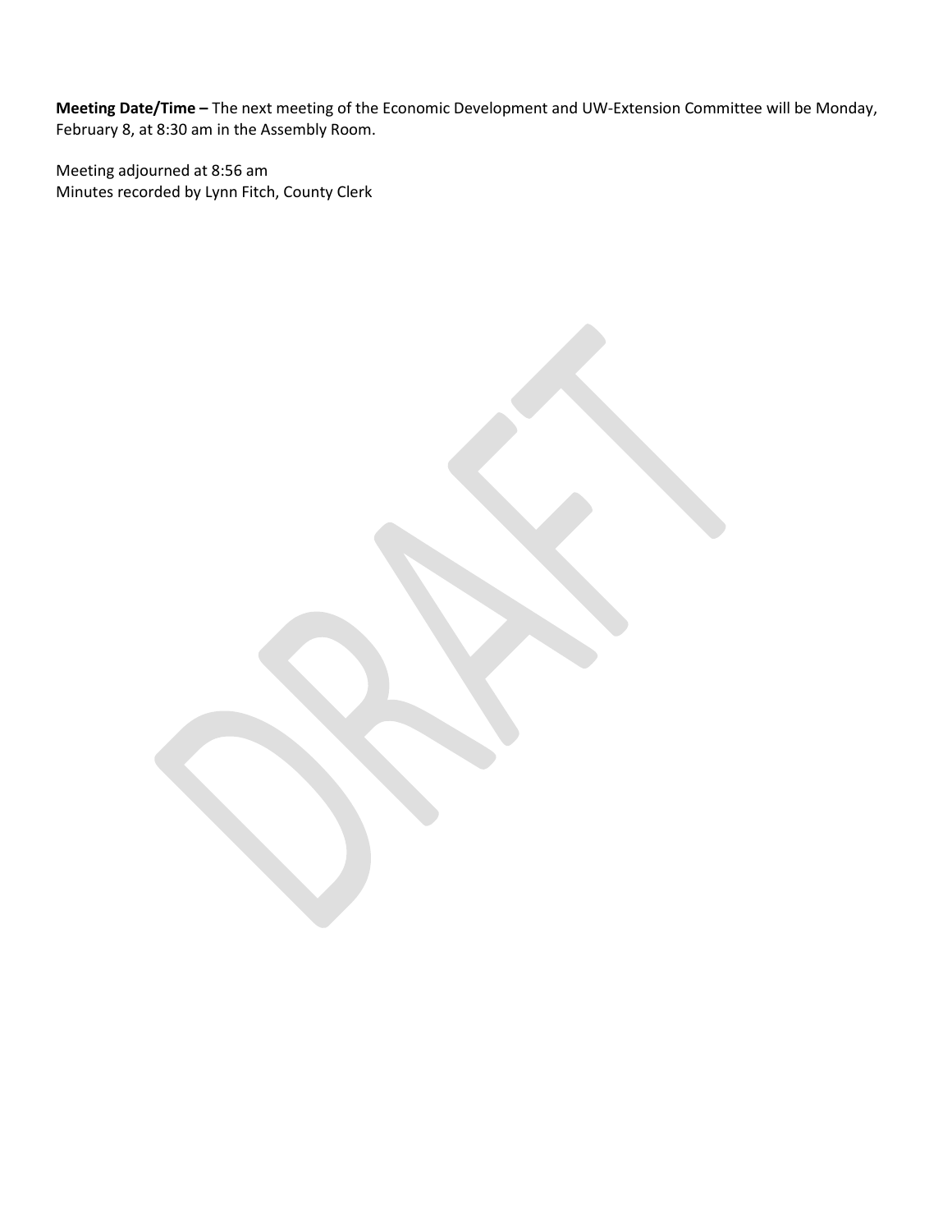**Meeting Date/Time –** The next meeting of the Economic Development and UW-Extension Committee will be Monday, February 8, at 8:30 am in the Assembly Room.

Meeting adjourned at 8:56 am
Minutes recorded by Lynn Fitch, County Clerk